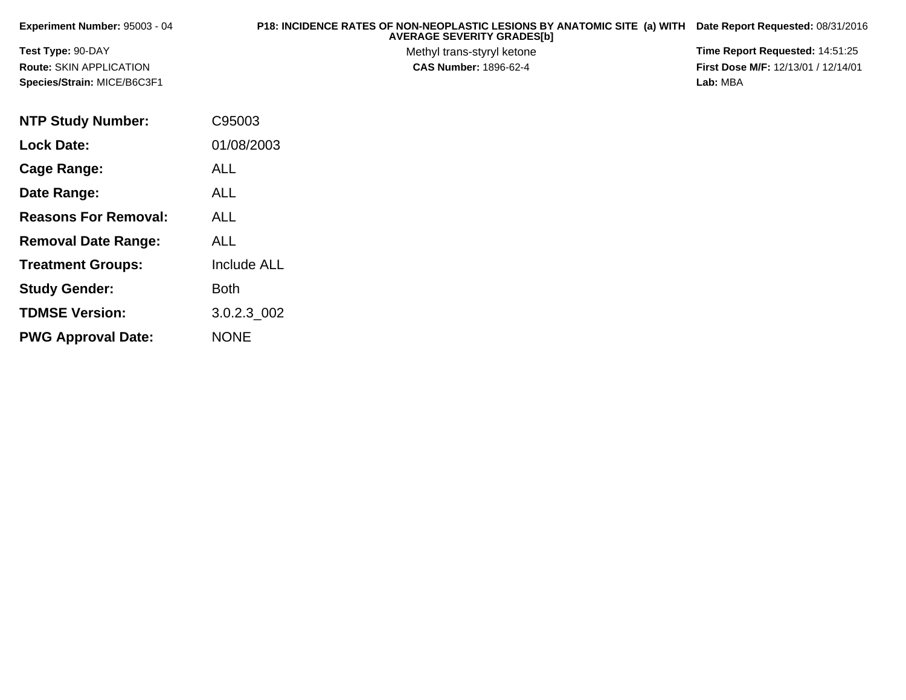**Experiment Number:** 95003 - 04

**Test Type:** 90-DAY

**Route:** SKIN APPLICATION

**Species/Strain:** MICE/B6C3F1

**P18: INCIDENCE RATES OF NON-NEOPLASTIC LESIONS BY ANATOMIC SITE (a) WITH AVERAGE SEVERITY GRADES[b]**

Methyl trans-styryl ketone

**CAS Number:** 1896-62-4

**Date Report Requested:** 08/31/2016

**Time Report Requested:** 14:51:25

**First Dose M/F:** 12/13/01 / 12/14/01

**Lab:** MBA

| | |
|---|---|
| **NTP Study Number:** | C95003 |
| **Lock Date:** | 01/08/2003 |
| **Cage Range:** | ALL |
| **Date Range:** | ALL |
| **Reasons For Removal:** | ALL |
| **Removal Date Range:** | ALL |
| **Treatment Groups:** | Include ALL |
| **Study Gender:** | Both |
| **TDMSE Version:** | 3.0.2.3_002 |
| **PWG Approval Date:** | NONE |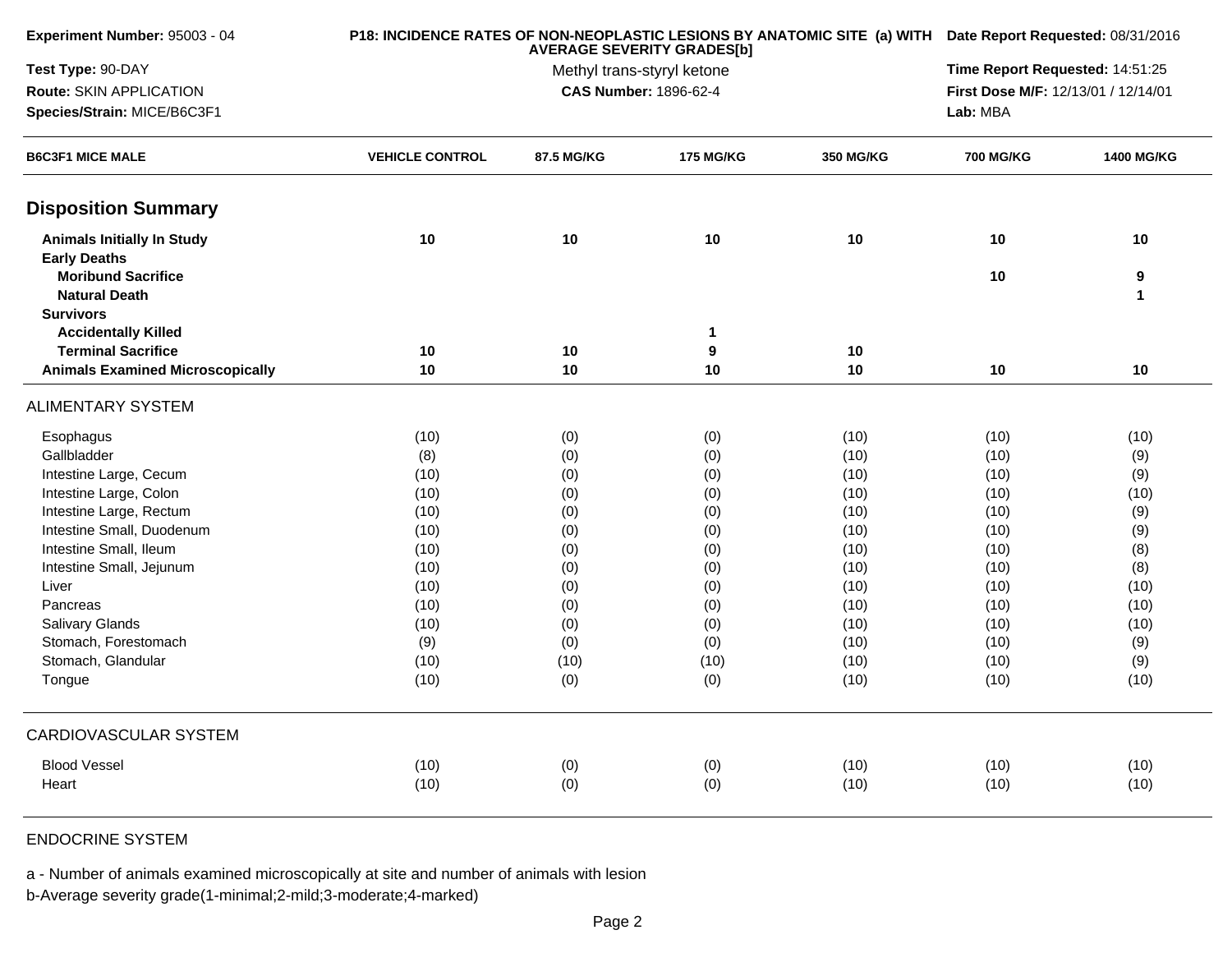**Experiment Number:** 95003 - 04

**Test Type:** 90-DAY

**Route:** SKIN APPLICATION

**Species/Strain:** MICE/B6C3F1

**P18: INCIDENCE RATES OF NON-NEOPLASTIC LESIONS BY ANATOMIC SITE (a) WITH AVERAGE SEVERITY GRADES[b]**

Methyl trans-styryl ketone

**CAS Number:** 1896-62-4

**Date Report Requested:** 08/31/2016

**Time Report Requested:** 14:51:25

**First Dose M/F:** 12/13/01 / 12/14/01

**Lab:** MBA

| B6C3F1 MICE MALE | VEHICLE CONTROL | 87.5 MG/KG | 175 MG/KG | 350 MG/KG | 700 MG/KG | 1400 MG/KG |
|---|---|---|---|---|---|---|
| **Disposition Summary** | | | | | | |
| **Animals Initially In Study** | **10** | **10** | **10** | **10** | **10** | **10** |
| **Early Deaths** | | | | | | |
| **Moribund Sacrifice** | | | | | **10** | **9** |
| **Natural Death** | | | | | | **1** |
| **Survivors** | | | | | | |
| **Accidentally Killed** | | | **1** | | | |
| **Terminal Sacrifice** | **10** | **10** | **9** | **10** | | |
| **Animals Examined Microscopically** | **10** | **10** | **10** | **10** | **10** | **10** |
| ALIMENTARY SYSTEM | | | | | | |
| Esophagus | (10) | (0) | (0) | (10) | (10) | (10) |
| Gallbladder | (8) | (0) | (0) | (10) | (10) | (9) |
| Intestine Large, Cecum | (10) | (0) | (0) | (10) | (10) | (9) |
| Intestine Large, Colon | (10) | (0) | (0) | (10) | (10) | (10) |
| Intestine Large, Rectum | (10) | (0) | (0) | (10) | (10) | (9) |
| Intestine Small, Duodenum | (10) | (0) | (0) | (10) | (10) | (9) |
| Intestine Small, Ileum | (10) | (0) | (0) | (10) | (10) | (8) |
| Intestine Small, Jejunum | (10) | (0) | (0) | (10) | (10) | (8) |
| Liver | (10) | (0) | (0) | (10) | (10) | (10) |
| Pancreas | (10) | (0) | (0) | (10) | (10) | (10) |
| Salivary Glands | (10) | (0) | (0) | (10) | (10) | (10) |
| Stomach, Forestomach | (9) | (0) | (0) | (10) | (10) | (9) |
| Stomach, Glandular | (10) | (10) | (10) | (10) | (10) | (9) |
| Tongue | (10) | (0) | (0) | (10) | (10) | (10) |
| CARDIOVASCULAR SYSTEM | | | | | | |
| Blood Vessel | (10) | (0) | (0) | (10) | (10) | (10) |
| Heart | (10) | (0) | (0) | (10) | (10) | (10) |
| ENDOCRINE SYSTEM | | | | | | |

a - Number of animals examined microscopically at site and number of animals with lesion

b-Average severity grade(1-minimal;2-mild;3-moderate;4-marked)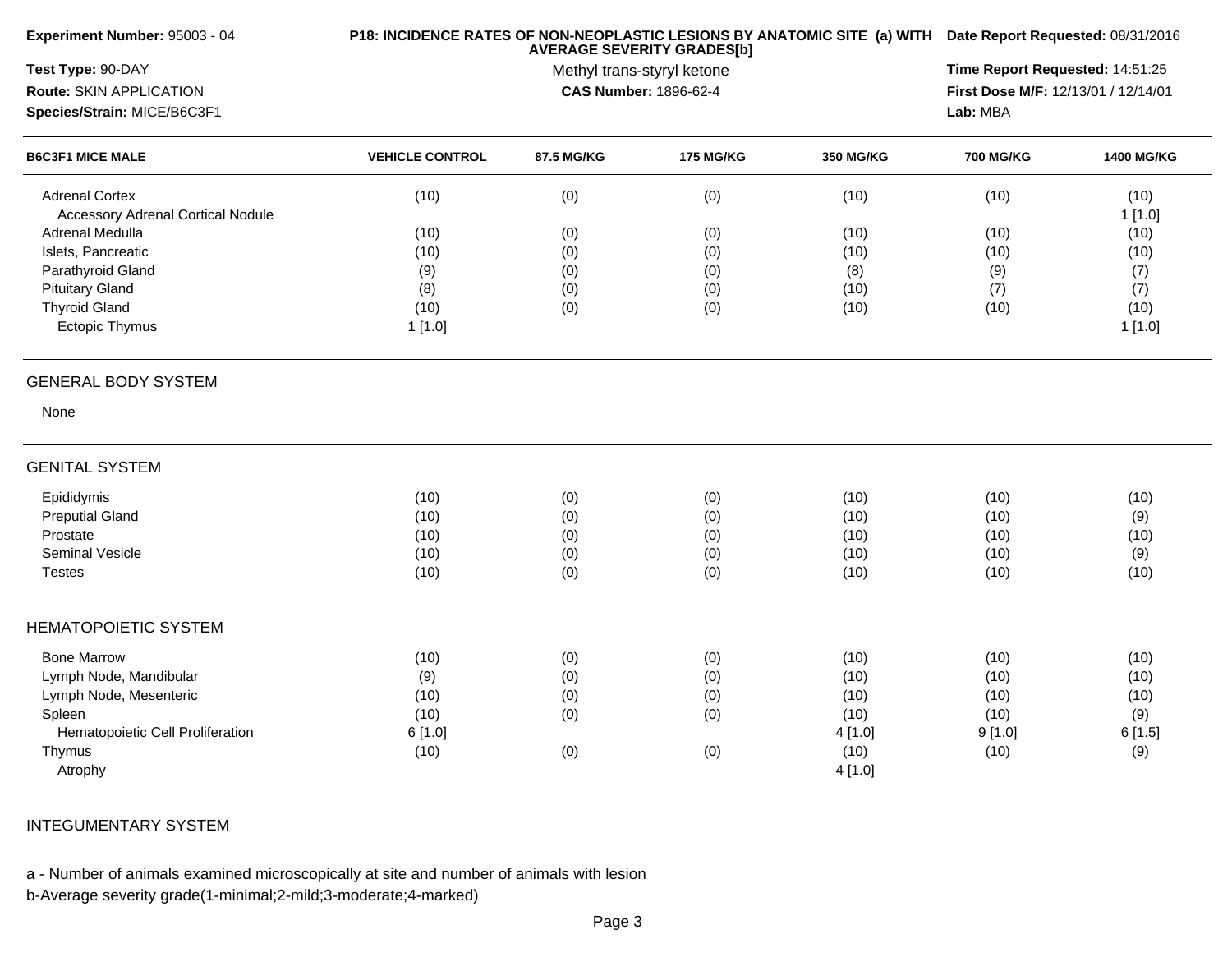**Experiment Number:** 95003 - 04

**Test Type:** 90-DAY

**Route:** SKIN APPLICATION

**Species/Strain:** MICE/B6C3F1

**P18: INCIDENCE RATES OF NON-NEOPLASTIC LESIONS BY ANATOMIC SITE (a) WITH AVERAGE SEVERITY GRADES[b]**

Methyl trans-styryl ketone

**CAS Number:** 1896-62-4

**Date Report Requested:** 08/31/2016

**Time Report Requested:** 14:51:25

**First Dose M/F:** 12/13/01 / 12/14/01

**Lab:** MBA

| B6C3F1 MICE MALE | VEHICLE CONTROL | 87.5 MG/KG | 175 MG/KG | 350 MG/KG | 700 MG/KG | 1400 MG/KG |
|---|---|---|---|---|---|---|
| Adrenal Cortex | (10) | (0) | (0) | (10) | (10) | (10) |
| Accessory Adrenal Cortical Nodule | | | | | | 1 [1.0] |
| Adrenal Medulla | (10) | (0) | (0) | (10) | (10) | (10) |
| Islets, Pancreatic | (10) | (0) | (0) | (10) | (10) | (10) |
| Parathyroid Gland | (9) | (0) | (0) | (8) | (9) | (7) |
| Pituitary Gland | (8) | (0) | (0) | (10) | (7) | (7) |
| Thyroid Gland | (10) | (0) | (0) | (10) | (10) | (10) |
| Ectopic Thymus | 1 [1.0] | | | | | 1 [1.0] |
| **GENERAL BODY SYSTEM** | | | | | | |
| None | | | | | | |
| **GENITAL SYSTEM** | | | | | | |
| Epididymis | (10) | (0) | (0) | (10) | (10) | (10) |
| Preputial Gland | (10) | (0) | (0) | (10) | (10) | (9) |
| Prostate | (10) | (0) | (0) | (10) | (10) | (10) |
| Seminal Vesicle | (10) | (0) | (0) | (10) | (10) | (9) |
| Testes | (10) | (0) | (0) | (10) | (10) | (10) |
| **HEMATOPOIETIC SYSTEM** | | | | | | |
| Bone Marrow | (10) | (0) | (0) | (10) | (10) | (10) |
| Lymph Node, Mandibular | (9) | (0) | (0) | (10) | (10) | (10) |
| Lymph Node, Mesenteric | (10) | (0) | (0) | (10) | (10) | (10) |
| Spleen | (10) | (0) | (0) | (10) | (10) | (9) |
| Hematopoietic Cell Proliferation | 6 [1.0] | | | 4 [1.0] | 9 [1.0] | 6 [1.5] |
| Thymus | (10) | (0) | (0) | (10) | (10) | (9) |
| Atrophy | | | | 4 [1.0] | | |
| **INTEGUMENTARY SYSTEM** | | | | | | |

a - Number of animals examined microscopically at site and number of animals with lesion

b-Average severity grade(1-minimal;2-mild;3-moderate;4-marked)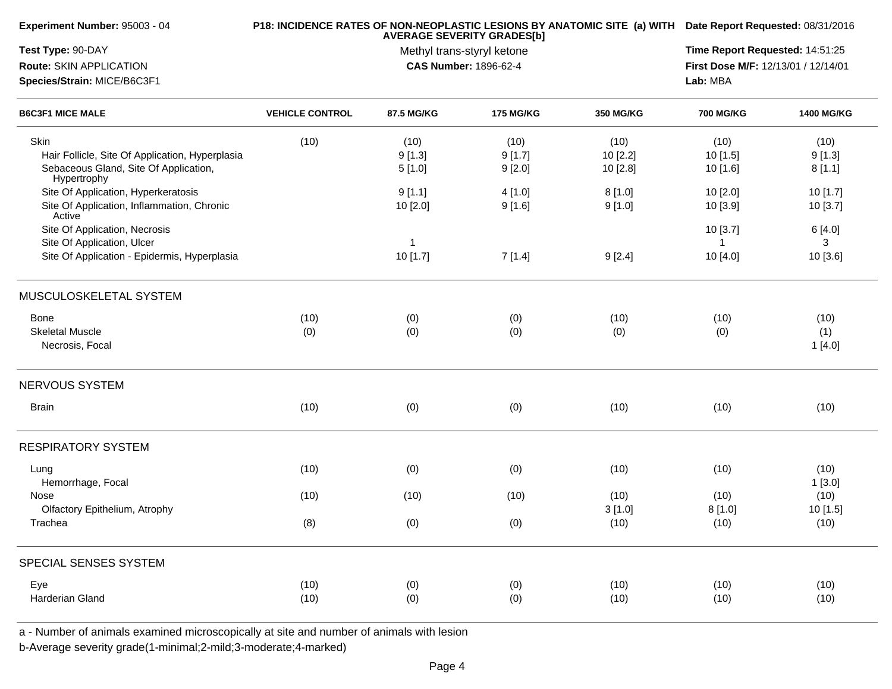**Experiment Number:** 95003 - 04
**Test Type:** 90-DAY
**Route:** SKIN APPLICATION
**Species/Strain:** MICE/B6C3F1

**P18: INCIDENCE RATES OF NON-NEOPLASTIC LESIONS BY ANATOMIC SITE (a) WITH AVERAGE SEVERITY GRADES[b]**
Methyl trans-styryl ketone
**CAS Number:** 1896-62-4

**Date Report Requested:** 08/31/2016
**Time Report Requested:** 14:51:25
**First Dose M/F:** 12/13/01 / 12/14/01
**Lab:** MBA

| B6C3F1 MICE MALE | VEHICLE CONTROL | 87.5 MG/KG | 175 MG/KG | 350 MG/KG | 700 MG/KG | 1400 MG/KG |
|---|---|---|---|---|---|---|
| Skin | (10) | (10) | (10) | (10) | (10) | (10) |
| Hair Follicle, Site Of Application, Hyperplasia | | 9 [1.3] | 9 [1.7] | 10 [2.2] | 10 [1.5] | 9 [1.3] |
| Sebaceous Gland, Site Of Application, Hypertrophy | | 5 [1.0] | 9 [2.0] | 10 [2.8] | 10 [1.6] | 8 [1.1] |
| Site Of Application, Hyperkeratosis | | 9 [1.1] | 4 [1.0] | 8 [1.0] | 10 [2.0] | 10 [1.7] |
| Site Of Application, Inflammation, Chronic Active | | 10 [2.0] | 9 [1.6] | 9 [1.0] | 10 [3.9] | 10 [3.7] |
| Site Of Application, Necrosis | | | | | 10 [3.7] | 6 [4.0] |
| Site Of Application, Ulcer | | 1 | | | 1 | 3 |
| Site Of Application - Epidermis, Hyperplasia | | 10 [1.7] | 7 [1.4] | 9 [2.4] | 10 [4.0] | 10 [3.6] |
| **MUSCULOSKELETAL SYSTEM** | | | | | | |
| Bone | (10) | (0) | (0) | (10) | (10) | (10) |
| Skeletal Muscle | (0) | (0) | (0) | (0) | (0) | (1) |
| Necrosis, Focal | | | | | | 1 [4.0] |
| **NERVOUS SYSTEM** | | | | | | |
| Brain | (10) | (0) | (0) | (10) | (10) | (10) |
| **RESPIRATORY SYSTEM** | | | | | | |
| Lung | (10) | (0) | (0) | (10) | (10) | (10) |
| Hemorrhage, Focal | | | | | | 1 [3.0] |
| Nose | (10) | (10) | (10) | (10) | (10) | (10) |
| Olfactory Epithelium, Atrophy | | | | 3 [1.0] | 8 [1.0] | 10 [1.5] |
| Trachea | (8) | (0) | (0) | (10) | (10) | (10) |
| **SPECIAL SENSES SYSTEM** | | | | | | |
| Eye | (10) | (0) | (0) | (10) | (10) | (10) |
| Harderian Gland | (10) | (0) | (0) | (10) | (10) | (10) |

a - Number of animals examined microscopically at site and number of animals with lesion
b-Average severity grade(1-minimal;2-mild;3-moderate;4-marked)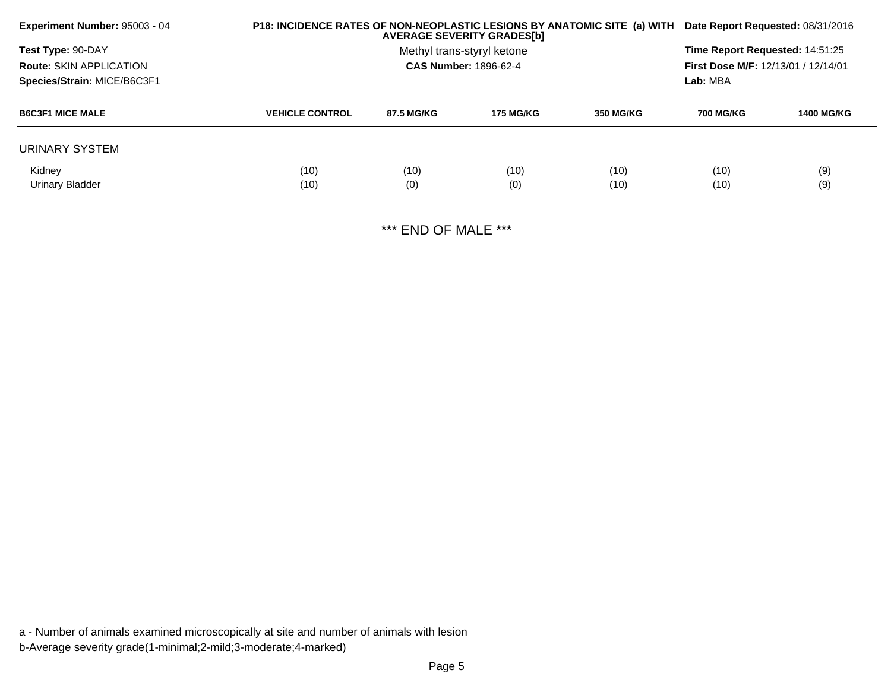**Experiment Number:** 95003 - 04
**Test Type:** 90-DAY
**Route:** SKIN APPLICATION
**Species/Strain:** MICE/B6C3F1

**P18: INCIDENCE RATES OF NON-NEOPLASTIC LESIONS BY ANATOMIC SITE (a) WITH AVERAGE SEVERITY GRADES[b]**
Methyl trans-styryl ketone
**CAS Number:** 1896-62-4

**Date Report Requested:** 08/31/2016
**Time Report Requested:** 14:51:25
**First Dose M/F:** 12/13/01 / 12/14/01
**Lab:** MBA

| B6C3F1 MICE MALE | VEHICLE CONTROL | 87.5 MG/KG | 175 MG/KG | 350 MG/KG | 700 MG/KG | 1400 MG/KG |
|---|---|---|---|---|---|---|
| URINARY SYSTEM | | | | | | |
| Kidney | (10) | (10) | (10) | (10) | (10) | (9) |
| Urinary Bladder | (10) | (0) | (0) | (10) | (10) | (9) |

*** END OF MALE ***

a - Number of animals examined microscopically at site and number of animals with lesion
b-Average severity grade(1-minimal;2-mild;3-moderate;4-marked)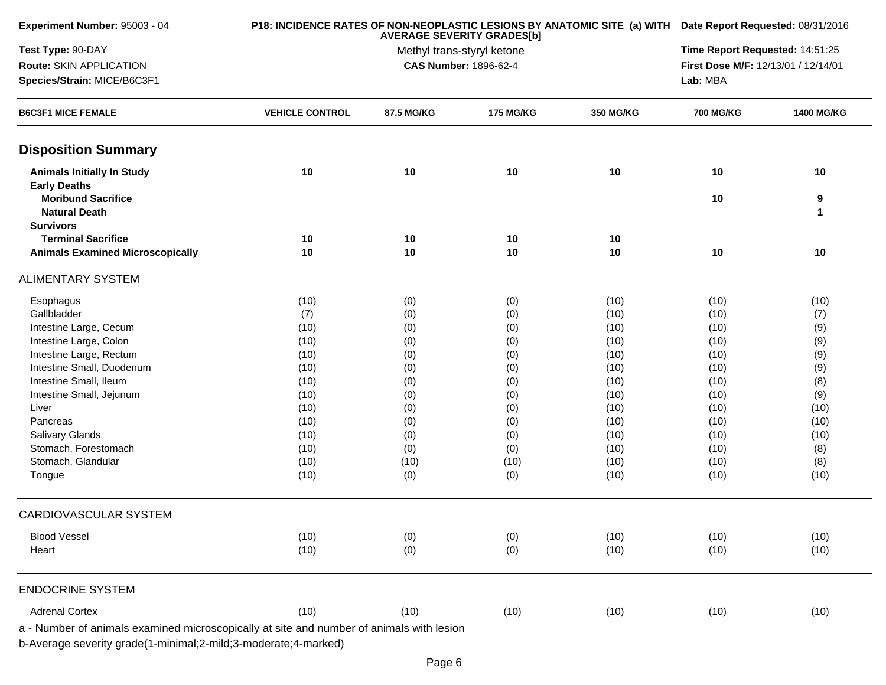**Experiment Number:** 95003 - 04

**Test Type:** 90-DAY

**Route:** SKIN APPLICATION

**Species/Strain:** MICE/B6C3F1

**P18: INCIDENCE RATES OF NON-NEOPLASTIC LESIONS BY ANATOMIC SITE (a) WITH AVERAGE SEVERITY GRADES[b]**

Methyl trans-styryl ketone

**CAS Number:** 1896-62-4

**Date Report Requested:** 08/31/2016

**Time Report Requested:** 14:51:25

**First Dose M/F:** 12/13/01 / 12/14/01

**Lab:** MBA

| B6C3F1 MICE FEMALE | VEHICLE CONTROL | 87.5 MG/KG | 175 MG/KG | 350 MG/KG | 700 MG/KG | 1400 MG/KG |
|---|---|---|---|---|---|---|
| **Disposition Summary** | | | | | | |
| **Animals Initially In Study** | **10** | **10** | **10** | **10** | **10** | **10** |
| **Early Deaths** | | | | | | |
| **Moribund Sacrifice** | | | | | **10** | **9** |
| **Natural Death** | | | | | | **1** |
| **Survivors** | | | | | | |
| **Terminal Sacrifice** | **10** | **10** | **10** | **10** | | |
| **Animals Examined Microscopically** | **10** | **10** | **10** | **10** | **10** | **10** |
| ALIMENTARY SYSTEM | | | | | | |
| Esophagus | (10) | (0) | (0) | (10) | (10) | (10) |
| Gallbladder | (7) | (0) | (0) | (10) | (10) | (7) |
| Intestine Large, Cecum | (10) | (0) | (0) | (10) | (10) | (9) |
| Intestine Large, Colon | (10) | (0) | (0) | (10) | (10) | (9) |
| Intestine Large, Rectum | (10) | (0) | (0) | (10) | (10) | (9) |
| Intestine Small, Duodenum | (10) | (0) | (0) | (10) | (10) | (9) |
| Intestine Small, Ileum | (10) | (0) | (0) | (10) | (10) | (8) |
| Intestine Small, Jejunum | (10) | (0) | (0) | (10) | (10) | (9) |
| Liver | (10) | (0) | (0) | (10) | (10) | (10) |
| Pancreas | (10) | (0) | (0) | (10) | (10) | (10) |
| Salivary Glands | (10) | (0) | (0) | (10) | (10) | (10) |
| Stomach, Forestomach | (10) | (0) | (0) | (10) | (10) | (8) |
| Stomach, Glandular | (10) | (10) | (10) | (10) | (10) | (8) |
| Tongue | (10) | (0) | (0) | (10) | (10) | (10) |
| CARDIOVASCULAR SYSTEM | | | | | | |
| Blood Vessel | (10) | (0) | (0) | (10) | (10) | (10) |
| Heart | (10) | (0) | (0) | (10) | (10) | (10) |
| ENDOCRINE SYSTEM | | | | | | |
| Adrenal Cortex | (10) | (10) | (10) | (10) | (10) | (10) |

a - Number of animals examined microscopically at site and number of animals with lesion

b-Average severity grade(1-minimal;2-mild;3-moderate;4-marked)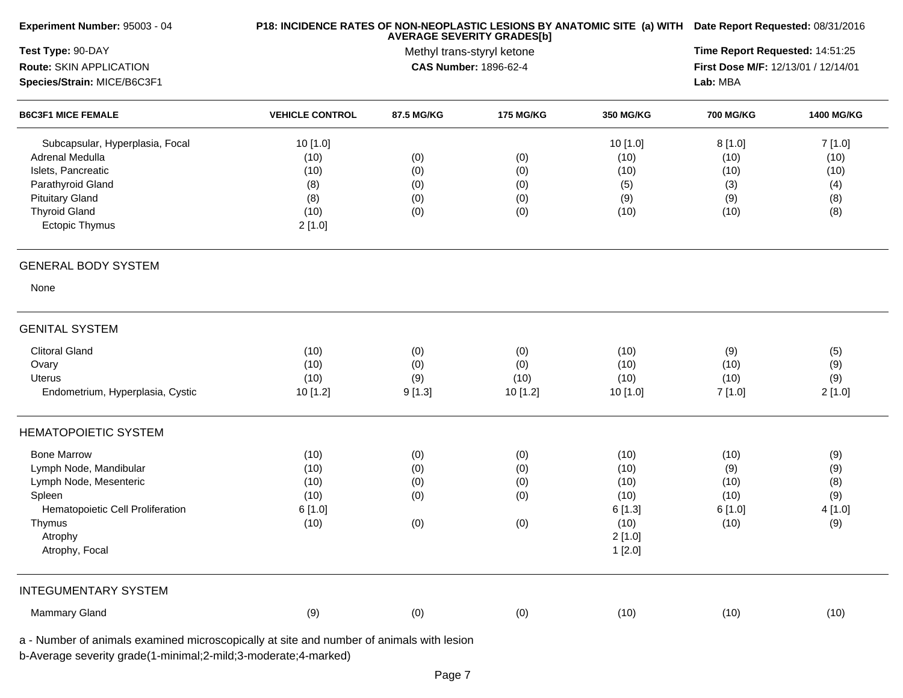**Experiment Number:** 95003 - 04

**Test Type:** 90-DAY

**Route:** SKIN APPLICATION

**Species/Strain:** MICE/B6C3F1

**P18: INCIDENCE RATES OF NON-NEOPLASTIC LESIONS BY ANATOMIC SITE (a) WITH AVERAGE SEVERITY GRADES[b]**

Methyl trans-styryl ketone

**CAS Number:** 1896-62-4

**Date Report Requested:** 08/31/2016

**Time Report Requested:** 14:51:25

**First Dose M/F:** 12/13/01 / 12/14/01

**Lab:** MBA

| B6C3F1 MICE FEMALE | VEHICLE CONTROL | 87.5 MG/KG | 175 MG/KG | 350 MG/KG | 700 MG/KG | 1400 MG/KG |
|---|---|---|---|---|---|---|
| Subcapsular, Hyperplasia, Focal | 10 [1.0] | | | 10 [1.0] | 8 [1.0] | 7 [1.0] |
| Adrenal Medulla | (10) | (0) | (0) | (10) | (10) | (10) |
| Islets, Pancreatic | (10) | (0) | (0) | (10) | (10) | (10) |
| Parathyroid Gland | (8) | (0) | (0) | (5) | (3) | (4) |
| Pituitary Gland | (8) | (0) | (0) | (9) | (9) | (8) |
| Thyroid Gland | (10) | (0) | (0) | (10) | (10) | (8) |
| Ectopic Thymus | 2 [1.0] | | | | | |
| **GENERAL BODY SYSTEM** | | | | | | |
| None | | | | | | |
| **GENITAL SYSTEM** | | | | | | |
| Clitoral Gland | (10) | (0) | (0) | (10) | (9) | (5) |
| Ovary | (10) | (0) | (0) | (10) | (10) | (9) |
| Uterus | (10) | (9) | (10) | (10) | (10) | (9) |
| Endometrium, Hyperplasia, Cystic | 10 [1.2] | 9 [1.3] | 10 [1.2] | 10 [1.0] | 7 [1.0] | 2 [1.0] |
| **HEMATOPOIETIC SYSTEM** | | | | | | |
| Bone Marrow | (10) | (0) | (0) | (10) | (10) | (9) |
| Lymph Node, Mandibular | (10) | (0) | (0) | (10) | (9) | (9) |
| Lymph Node, Mesenteric | (10) | (0) | (0) | (10) | (10) | (8) |
| Spleen | (10) | (0) | (0) | (10) | (10) | (9) |
| Hematopoietic Cell Proliferation | 6 [1.0] | | | 6 [1.3] | 6 [1.0] | 4 [1.0] |
| Thymus | (10) | (0) | (0) | (10) | (10) | (9) |
| Atrophy | | | | 2 [1.0] | | |
| Atrophy, Focal | | | | 1 [2.0] | | |
| **INTEGUMENTARY SYSTEM** | | | | | | |
| Mammary Gland | (9) | (0) | (0) | (10) | (10) | (10) |

a - Number of animals examined microscopically at site and number of animals with lesion

b-Average severity grade(1-minimal;2-mild;3-moderate;4-marked)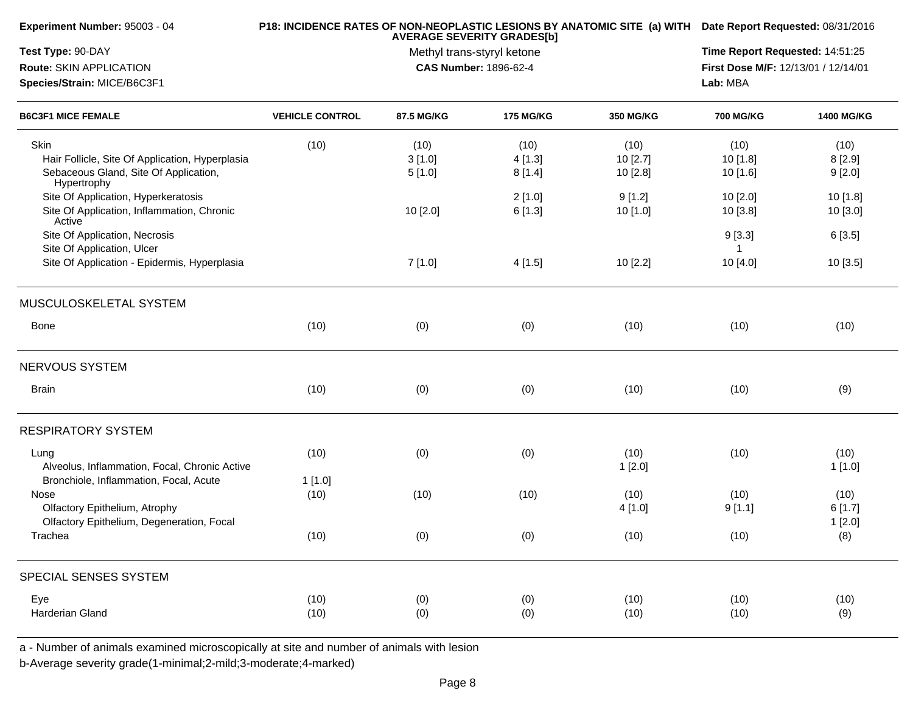**Experiment Number:** 95003 - 04
**Test Type:** 90-DAY
**Route:** SKIN APPLICATION
**Species/Strain:** MICE/B6C3F1

**P18: INCIDENCE RATES OF NON-NEOPLASTIC LESIONS BY ANATOMIC SITE (a) WITH AVERAGE SEVERITY GRADES[b]**
Methyl trans-styryl ketone
**CAS Number:** 1896-62-4

**Date Report Requested:** 08/31/2016
**Time Report Requested:** 14:51:25
**First Dose M/F:** 12/13/01 / 12/14/01
**Lab:** MBA

| B6C3F1 MICE FEMALE | VEHICLE CONTROL | 87.5 MG/KG | 175 MG/KG | 350 MG/KG | 700 MG/KG | 1400 MG/KG |
|---|---|---|---|---|---|---|
| Skin | (10) | (10) | (10) | (10) | (10) | (10) |
| Hair Follicle, Site Of Application, Hyperplasia | | 3 [1.0] | 4 [1.3] | 10 [2.7] | 10 [1.8] | 8 [2.9] |
| Sebaceous Gland, Site Of Application, Hypertrophy | | 5 [1.0] | 8 [1.4] | 10 [2.8] | 10 [1.6] | 9 [2.0] |
| Site Of Application, Hyperkeratosis | | | 2 [1.0] | 9 [1.2] | 10 [2.0] | 10 [1.8] |
| Site Of Application, Inflammation, Chronic Active | | 10 [2.0] | 6 [1.3] | 10 [1.0] | 10 [3.8] | 10 [3.0] |
| Site Of Application, Necrosis | | | | | 9 [3.3] | 6 [3.5] |
| Site Of Application, Ulcer | | | | | 1 | |
| Site Of Application - Epidermis, Hyperplasia | | 7 [1.0] | 4 [1.5] | 10 [2.2] | 10 [4.0] | 10 [3.5] |
| **MUSCULOSKELETAL SYSTEM** | | | | | | |
| Bone | (10) | (0) | (0) | (10) | (10) | (10) |
| **NERVOUS SYSTEM** | | | | | | |
| Brain | (10) | (0) | (0) | (10) | (10) | (9) |
| **RESPIRATORY SYSTEM** | | | | | | |
| Lung | (10) | (0) | (0) | (10) | (10) | (10) |
| Alveolus, Inflammation, Focal, Chronic Active | | | | 1 [2.0] | | 1 [1.0] |
| Bronchiole, Inflammation, Focal, Acute | 1 [1.0] | | | | | |
| Nose | (10) | (10) | (10) | (10) | (10) | (10) |
| Olfactory Epithelium, Atrophy | | | | 4 [1.0] | 9 [1.1] | 6 [1.7] |
| Olfactory Epithelium, Degeneration, Focal | | | | | | 1 [2.0] |
| Trachea | (10) | (0) | (0) | (10) | (10) | (8) |
| **SPECIAL SENSES SYSTEM** | | | | | | |
| Eye | (10) | (0) | (0) | (10) | (10) | (10) |
| Harderian Gland | (10) | (0) | (0) | (10) | (10) | (9) |

a - Number of animals examined microscopically at site and number of animals with lesion
b-Average severity grade(1-minimal;2-mild;3-moderate;4-marked)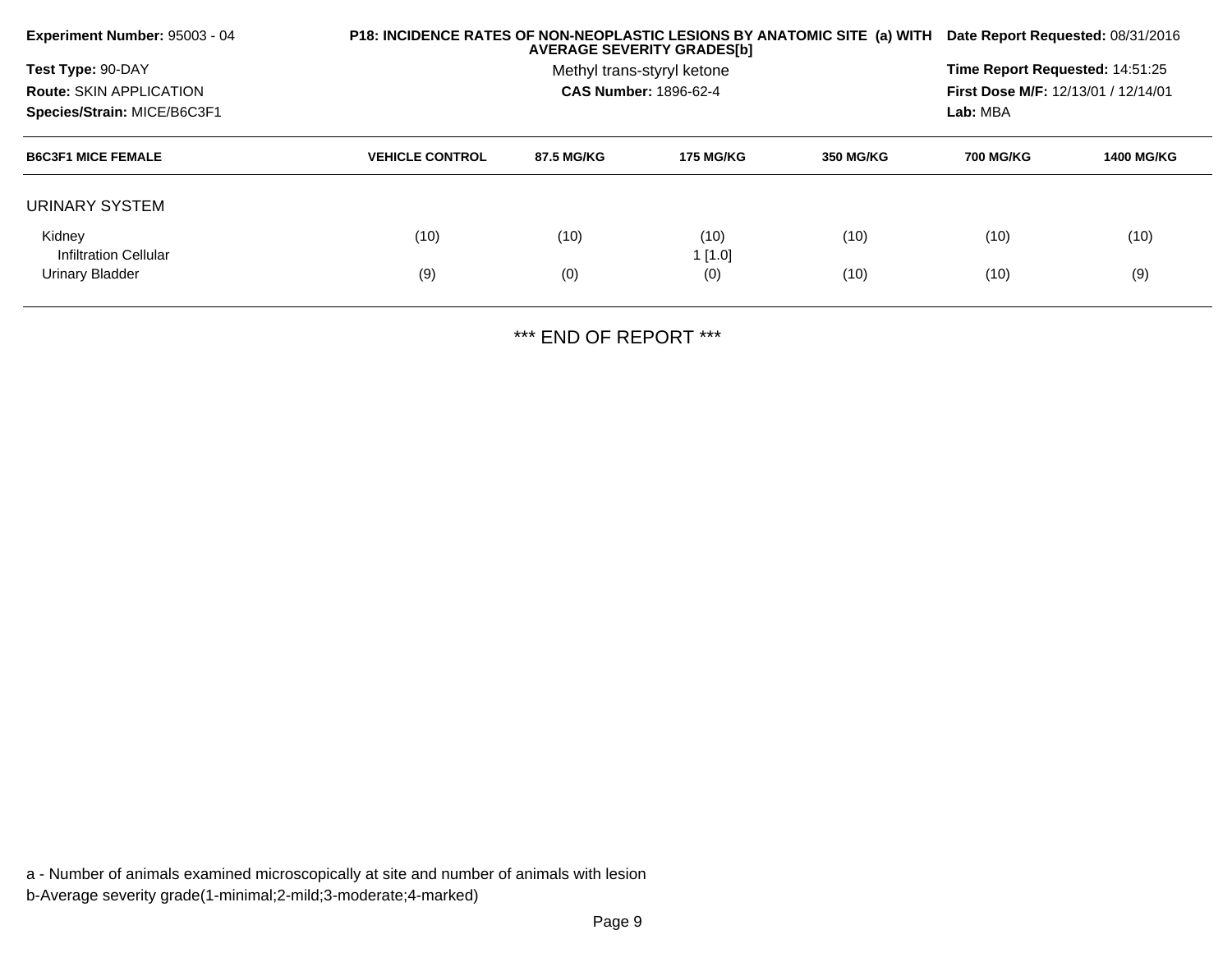**Experiment Number:** 95003 - 04

**Test Type:** 90-DAY

**Route:** SKIN APPLICATION

**Species/Strain:** MICE/B6C3F1

**P18: INCIDENCE RATES OF NON-NEOPLASTIC LESIONS BY ANATOMIC SITE (a) WITH AVERAGE SEVERITY GRADES[b]**

Methyl trans-styryl ketone

**CAS Number:** 1896-62-4

**Date Report Requested:** 08/31/2016

**Time Report Requested:** 14:51:25

**First Dose M/F:** 12/13/01 / 12/14/01

**Lab:** MBA

| B6C3F1 MICE FEMALE | VEHICLE CONTROL | 87.5 MG/KG | 175 MG/KG | 350 MG/KG | 700 MG/KG | 1400 MG/KG |
|---|---|---|---|---|---|---|
| URINARY SYSTEM | | | | | | |
| Kidney | (10) | (10) | (10) | (10) | (10) | (10) |
| Infiltration Cellular | | | 1 [1.0] | | | |
| Urinary Bladder | (9) | (0) | (0) | (10) | (10) | (9) |

*** END OF REPORT ***

a - Number of animals examined microscopically at site and number of animals with lesion

b-Average severity grade(1-minimal;2-mild;3-moderate;4-marked)